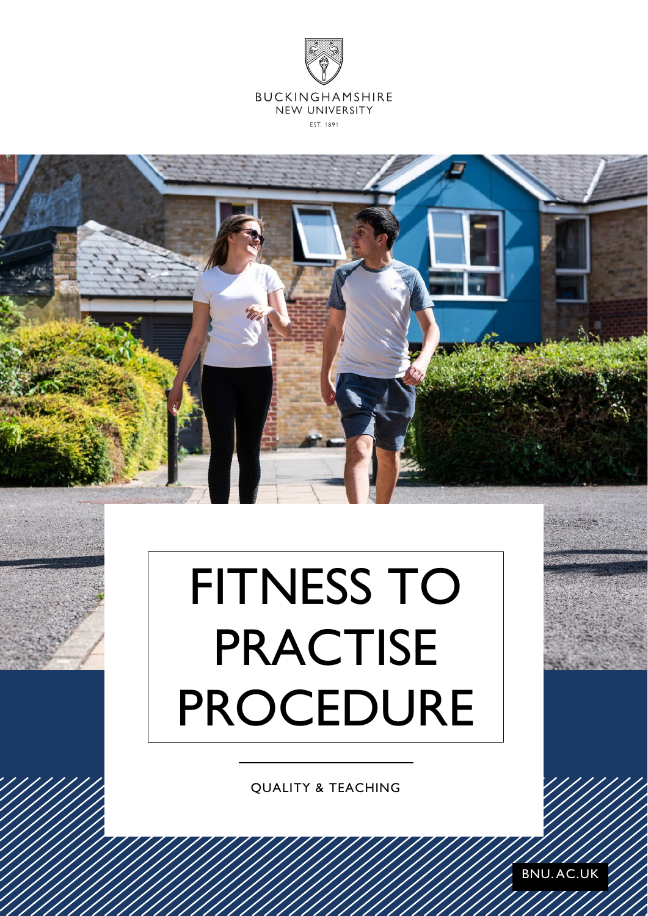BUCKINGHAMSHIRE
NEW UNIVERSITY
EST. 1891

# FITNESS TO PRACTISE PROCEDURE

QUALITY & TEACHING

BNU.AC.UK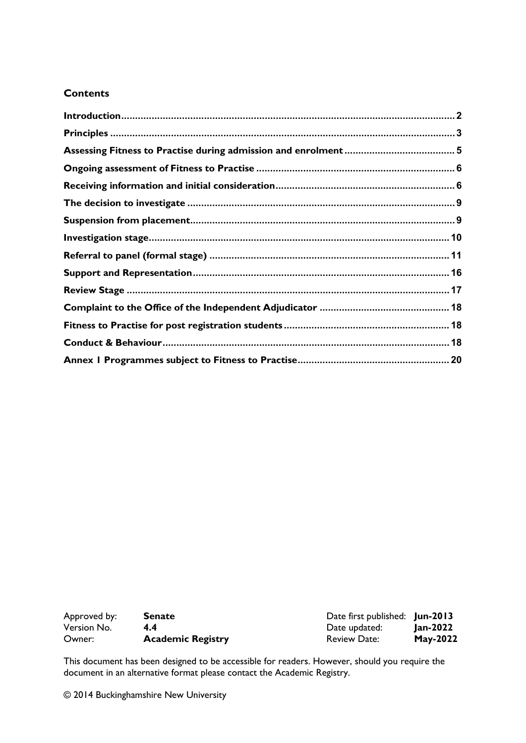## Contents

| | |
|---|---|
| **Introduction** | **2** |
| **Principles** | **3** |
| **Assessing Fitness to Practise during admission and enrolment** | **5** |
| **Ongoing assessment of Fitness to Practise** | **6** |
| **Receiving information and initial consideration** | **6** |
| **The decision to investigate** | **9** |
| **Suspension from placement** | **9** |
| **Investigation stage** | **10** |
| **Referral to panel (formal stage)** | **11** |
| **Support and Representation** | **16** |
| **Review Stage** | **17** |
| **Complaint to the Office of the Independent Adjudicator** | **18** |
| **Fitness to Practise for post registration students** | **18** |
| **Conduct & Behaviour** | **18** |
| **Annex 1 Programmes subject to Fitness to Practise** | **20** |

| | | | |
|---|---|---|---|
| Approved by: | **Senate** | Date first published: | **Jun-2013** |
| Version No. | **4.4** | Date updated: | **Jan-2022** |
| Owner: | **Academic Registry** | Review Date: | **May-2022** |

This document has been designed to be accessible for readers. However, should you require the document in an alternative format please contact the Academic Registry.

© 2014 Buckinghamshire New University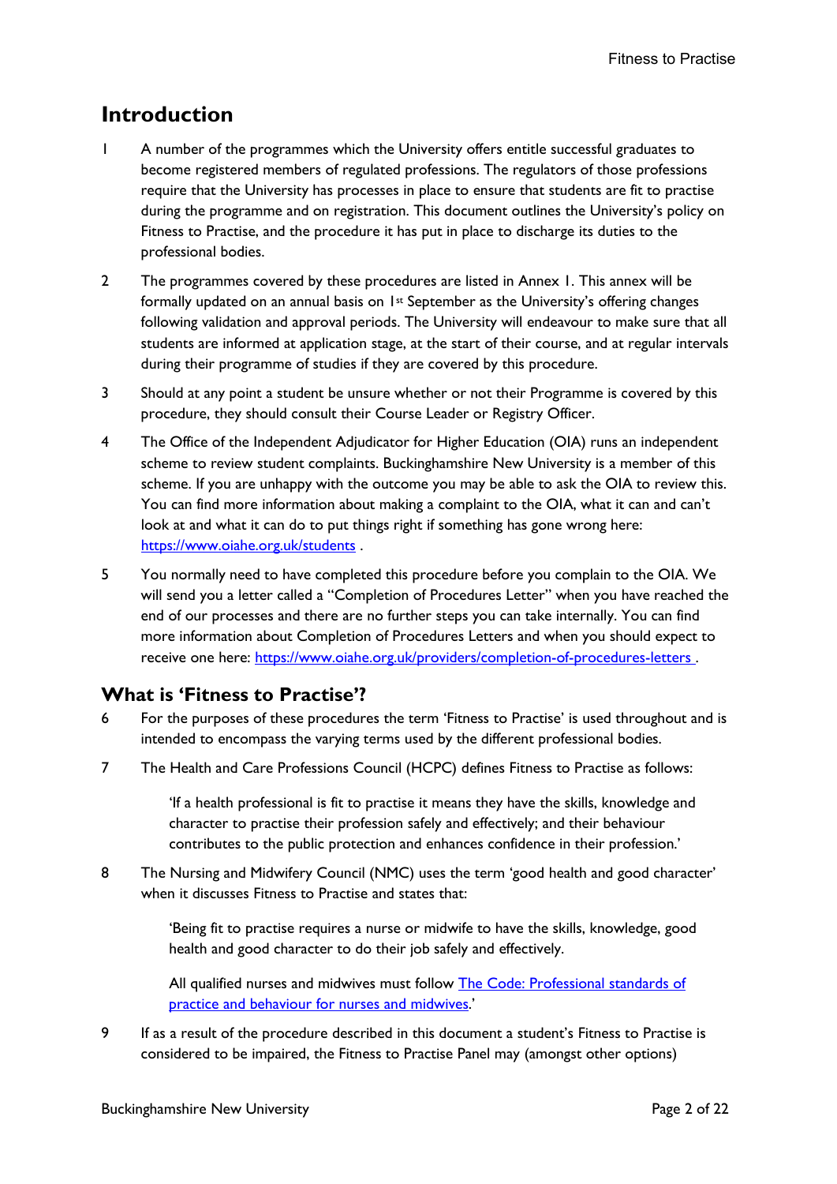## Introduction

1 A number of the programmes which the University offers entitle successful graduates to become registered members of regulated professions. The regulators of those professions require that the University has processes in place to ensure that students are fit to practise during the programme and on registration. This document outlines the University's policy on Fitness to Practise, and the procedure it has put in place to discharge its duties to the professional bodies.

2 The programmes covered by these procedures are listed in Annex 1. This annex will be formally updated on an annual basis on 1st September as the University's offering changes following validation and approval periods. The University will endeavour to make sure that all students are informed at application stage, at the start of their course, and at regular intervals during their programme of studies if they are covered by this procedure.

3 Should at any point a student be unsure whether or not their Programme is covered by this procedure, they should consult their Course Leader or Registry Officer.

4 The Office of the Independent Adjudicator for Higher Education (OIA) runs an independent scheme to review student complaints. Buckinghamshire New University is a member of this scheme. If you are unhappy with the outcome you may be able to ask the OIA to review this. You can find more information about making a complaint to the OIA, what it can and can't look at and what it can do to put things right if something has gone wrong here: [https://www.oiahe.org.uk/students](https://www.oiahe.org.uk/students) .

5 You normally need to have completed this procedure before you complain to the OIA. We will send you a letter called a "Completion of Procedures Letter" when you have reached the end of our processes and there are no further steps you can take internally. You can find more information about Completion of Procedures Letters and when you should expect to receive one here: [https://www.oiahe.org.uk/providers/completion-of-procedures-letters](https://www.oiahe.org.uk/providers/completion-of-procedures-letters) .

## What is 'Fitness to Practise'?

6 For the purposes of these procedures the term 'Fitness to Practise' is used throughout and is intended to encompass the varying terms used by the different professional bodies.

7 The Health and Care Professions Council (HCPC) defines Fitness to Practise as follows:

> 'If a health professional is fit to practise it means they have the skills, knowledge and character to practise their profession safely and effectively; and their behaviour contributes to the public protection and enhances confidence in their profession.'

8 The Nursing and Midwifery Council (NMC) uses the term 'good health and good character' when it discusses Fitness to Practise and states that:

> 'Being fit to practise requires a nurse or midwife to have the skills, knowledge, good health and good character to do their job safely and effectively.
>
> All qualified nurses and midwives must follow The Code: Professional standards of practice and behaviour for nurses and midwives.'

9 If as a result of the procedure described in this document a student's Fitness to Practise is considered to be impaired, the Fitness to Practise Panel may (amongst other options)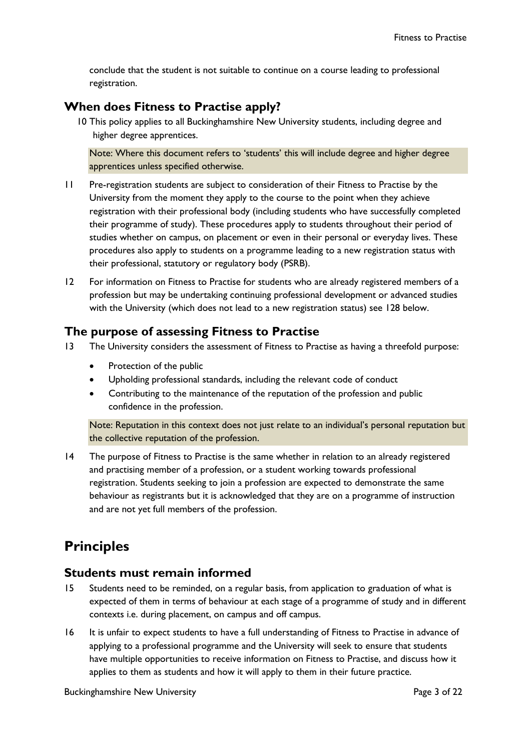conclude that the student is not suitable to continue on a course leading to professional registration.

## When does Fitness to Practise apply?

10 This policy applies to all Buckinghamshire New University students, including degree and higher degree apprentices.

Note: Where this document refers to 'students' this will include degree and higher degree apprentices unless specified otherwise.

11 Pre-registration students are subject to consideration of their Fitness to Practise by the University from the moment they apply to the course to the point when they achieve registration with their professional body (including students who have successfully completed their programme of study). These procedures apply to students throughout their period of studies whether on campus, on placement or even in their personal or everyday lives. These procedures also apply to students on a programme leading to a new registration status with their professional, statutory or regulatory body (PSRB).

12 For information on Fitness to Practise for students who are already registered members of a profession but may be undertaking continuing professional development or advanced studies with the University (which does not lead to a new registration status) see 128 below.

## The purpose of assessing Fitness to Practise

13 The University considers the assessment of Fitness to Practise as having a threefold purpose:

- Protection of the public
- Upholding professional standards, including the relevant code of conduct
- Contributing to the maintenance of the reputation of the profession and public confidence in the profession.

Note: Reputation in this context does not just relate to an individual's personal reputation but the collective reputation of the profession.

14 The purpose of Fitness to Practise is the same whether in relation to an already registered and practising member of a profession, or a student working towards professional registration. Students seeking to join a profession are expected to demonstrate the same behaviour as registrants but it is acknowledged that they are on a programme of instruction and are not yet full members of the profession.

# Principles

## Students must remain informed

15 Students need to be reminded, on a regular basis, from application to graduation of what is expected of them in terms of behaviour at each stage of a programme of study and in different contexts i.e. during placement, on campus and off campus.

16 It is unfair to expect students to have a full understanding of Fitness to Practise in advance of applying to a professional programme and the University will seek to ensure that students have multiple opportunities to receive information on Fitness to Practise, and discuss how it applies to them as students and how it will apply to them in their future practice.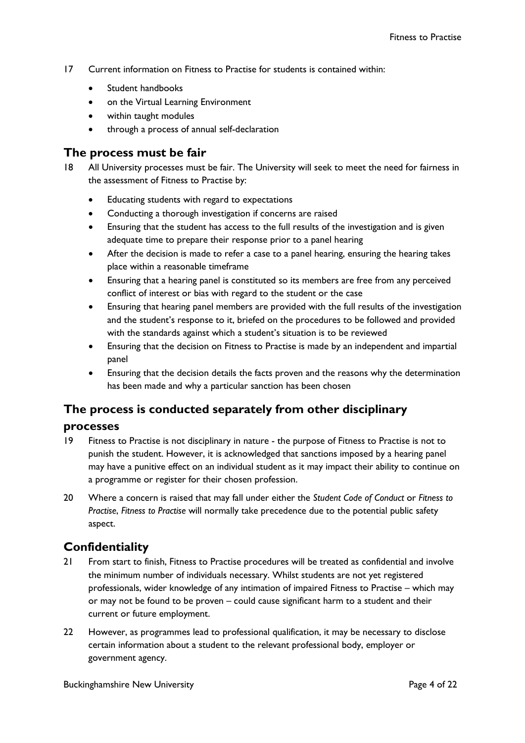17 Current information on Fitness to Practise for students is contained within:

- Student handbooks
- on the Virtual Learning Environment
- within taught modules
- through a process of annual self-declaration

## The process must be fair

18 All University processes must be fair. The University will seek to meet the need for fairness in the assessment of Fitness to Practise by:

- Educating students with regard to expectations
- Conducting a thorough investigation if concerns are raised
- Ensuring that the student has access to the full results of the investigation and is given adequate time to prepare their response prior to a panel hearing
- After the decision is made to refer a case to a panel hearing, ensuring the hearing takes place within a reasonable timeframe
- Ensuring that a hearing panel is constituted so its members are free from any perceived conflict of interest or bias with regard to the student or the case
- Ensuring that hearing panel members are provided with the full results of the investigation and the student's response to it, briefed on the procedures to be followed and provided with the standards against which a student's situation is to be reviewed
- Ensuring that the decision on Fitness to Practise is made by an independent and impartial panel
- Ensuring that the decision details the facts proven and the reasons why the determination has been made and why a particular sanction has been chosen

## The process is conducted separately from other disciplinary processes

19 Fitness to Practise is not disciplinary in nature - the purpose of Fitness to Practise is not to punish the student. However, it is acknowledged that sanctions imposed by a hearing panel may have a punitive effect on an individual student as it may impact their ability to continue on a programme or register for their chosen profession.

20 Where a concern is raised that may fall under either the *Student Code of Conduct* or *Fitness to Practise*, *Fitness to Practise* will normally take precedence due to the potential public safety aspect.

## Confidentiality

21 From start to finish, Fitness to Practise procedures will be treated as confidential and involve the minimum number of individuals necessary. Whilst students are not yet registered professionals, wider knowledge of any intimation of impaired Fitness to Practise – which may or may not be found to be proven – could cause significant harm to a student and their current or future employment.

22 However, as programmes lead to professional qualification, it may be necessary to disclose certain information about a student to the relevant professional body, employer or government agency.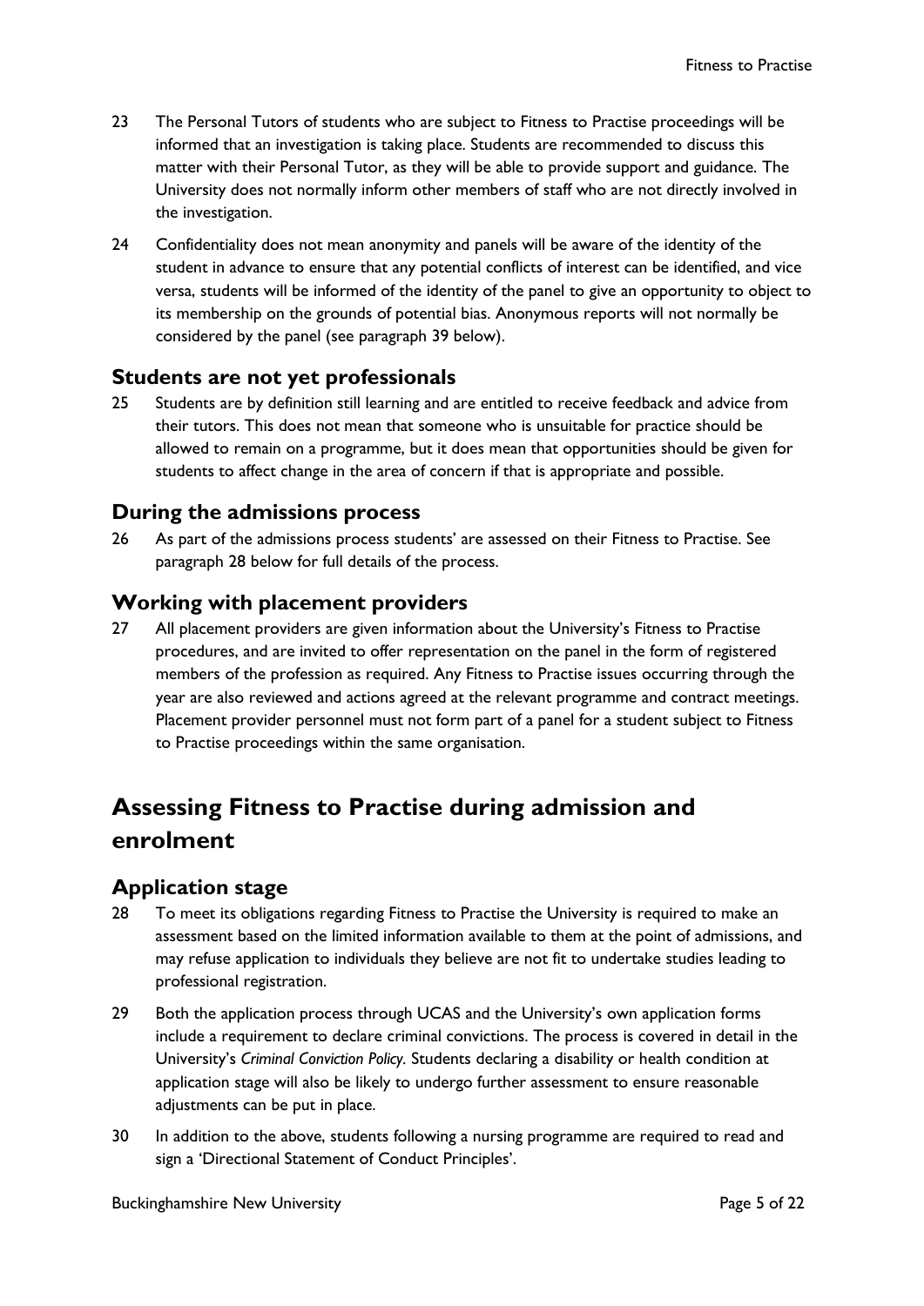23 The Personal Tutors of students who are subject to Fitness to Practise proceedings will be informed that an investigation is taking place. Students are recommended to discuss this matter with their Personal Tutor, as they will be able to provide support and guidance. The University does not normally inform other members of staff who are not directly involved in the investigation.

24 Confidentiality does not mean anonymity and panels will be aware of the identity of the student in advance to ensure that any potential conflicts of interest can be identified, and vice versa, students will be informed of the identity of the panel to give an opportunity to object to its membership on the grounds of potential bias. Anonymous reports will not normally be considered by the panel (see paragraph 39 below).

### Students are not yet professionals

25 Students are by definition still learning and are entitled to receive feedback and advice from their tutors. This does not mean that someone who is unsuitable for practice should be allowed to remain on a programme, but it does mean that opportunities should be given for students to affect change in the area of concern if that is appropriate and possible.

### During the admissions process

26 As part of the admissions process students' are assessed on their Fitness to Practise. See paragraph 28 below for full details of the process.

### Working with placement providers

27 All placement providers are given information about the University's Fitness to Practise procedures, and are invited to offer representation on the panel in the form of registered members of the profession as required. Any Fitness to Practise issues occurring through the year are also reviewed and actions agreed at the relevant programme and contract meetings. Placement provider personnel must not form part of a panel for a student subject to Fitness to Practise proceedings within the same organisation.

## Assessing Fitness to Practise during admission and enrolment

### Application stage

28 To meet its obligations regarding Fitness to Practise the University is required to make an assessment based on the limited information available to them at the point of admissions, and may refuse application to individuals they believe are not fit to undertake studies leading to professional registration.

29 Both the application process through UCAS and the University's own application forms include a requirement to declare criminal convictions. The process is covered in detail in the University's *Criminal Conviction Policy*. Students declaring a disability or health condition at application stage will also be likely to undergo further assessment to ensure reasonable adjustments can be put in place.

30 In addition to the above, students following a nursing programme are required to read and sign a 'Directional Statement of Conduct Principles'.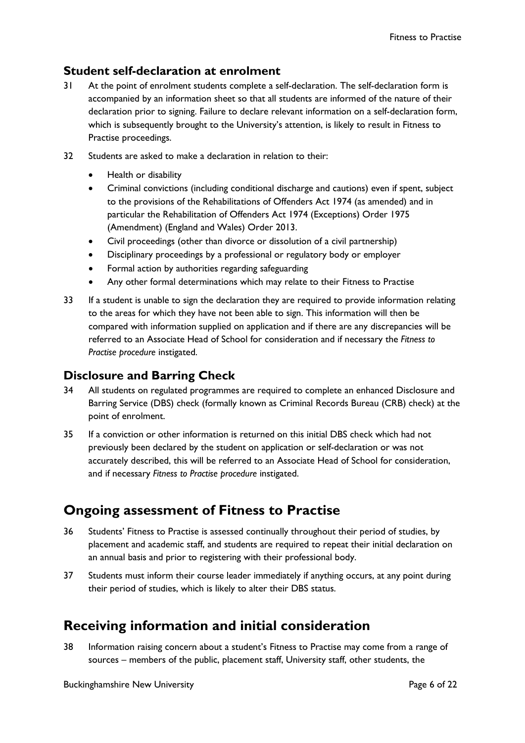### Student self-declaration at enrolment

31 At the point of enrolment students complete a self-declaration. The self-declaration form is accompanied by an information sheet so that all students are informed of the nature of their declaration prior to signing. Failure to declare relevant information on a self-declaration form, which is subsequently brought to the University's attention, is likely to result in Fitness to Practise proceedings.

32 Students are asked to make a declaration in relation to their:

- Health or disability
- Criminal convictions (including conditional discharge and cautions) even if spent, subject to the provisions of the Rehabilitations of Offenders Act 1974 (as amended) and in particular the Rehabilitation of Offenders Act 1974 (Exceptions) Order 1975 (Amendment) (England and Wales) Order 2013.
- Civil proceedings (other than divorce or dissolution of a civil partnership)
- Disciplinary proceedings by a professional or regulatory body or employer
- Formal action by authorities regarding safeguarding
- Any other formal determinations which may relate to their Fitness to Practise

33 If a student is unable to sign the declaration they are required to provide information relating to the areas for which they have not been able to sign. This information will then be compared with information supplied on application and if there are any discrepancies will be referred to an Associate Head of School for consideration and if necessary the *Fitness to Practise procedure* instigated.

### Disclosure and Barring Check

34 All students on regulated programmes are required to complete an enhanced Disclosure and Barring Service (DBS) check (formally known as Criminal Records Bureau (CRB) check) at the point of enrolment.

35 If a conviction or other information is returned on this initial DBS check which had not previously been declared by the student on application or self-declaration or was not accurately described, this will be referred to an Associate Head of School for consideration, and if necessary *Fitness to Practise procedure* instigated.

## Ongoing assessment of Fitness to Practise

36 Students' Fitness to Practise is assessed continually throughout their period of studies, by placement and academic staff, and students are required to repeat their initial declaration on an annual basis and prior to registering with their professional body.

37 Students must inform their course leader immediately if anything occurs, at any point during their period of studies, which is likely to alter their DBS status.

## Receiving information and initial consideration

38 Information raising concern about a student's Fitness to Practise may come from a range of sources – members of the public, placement staff, University staff, other students, the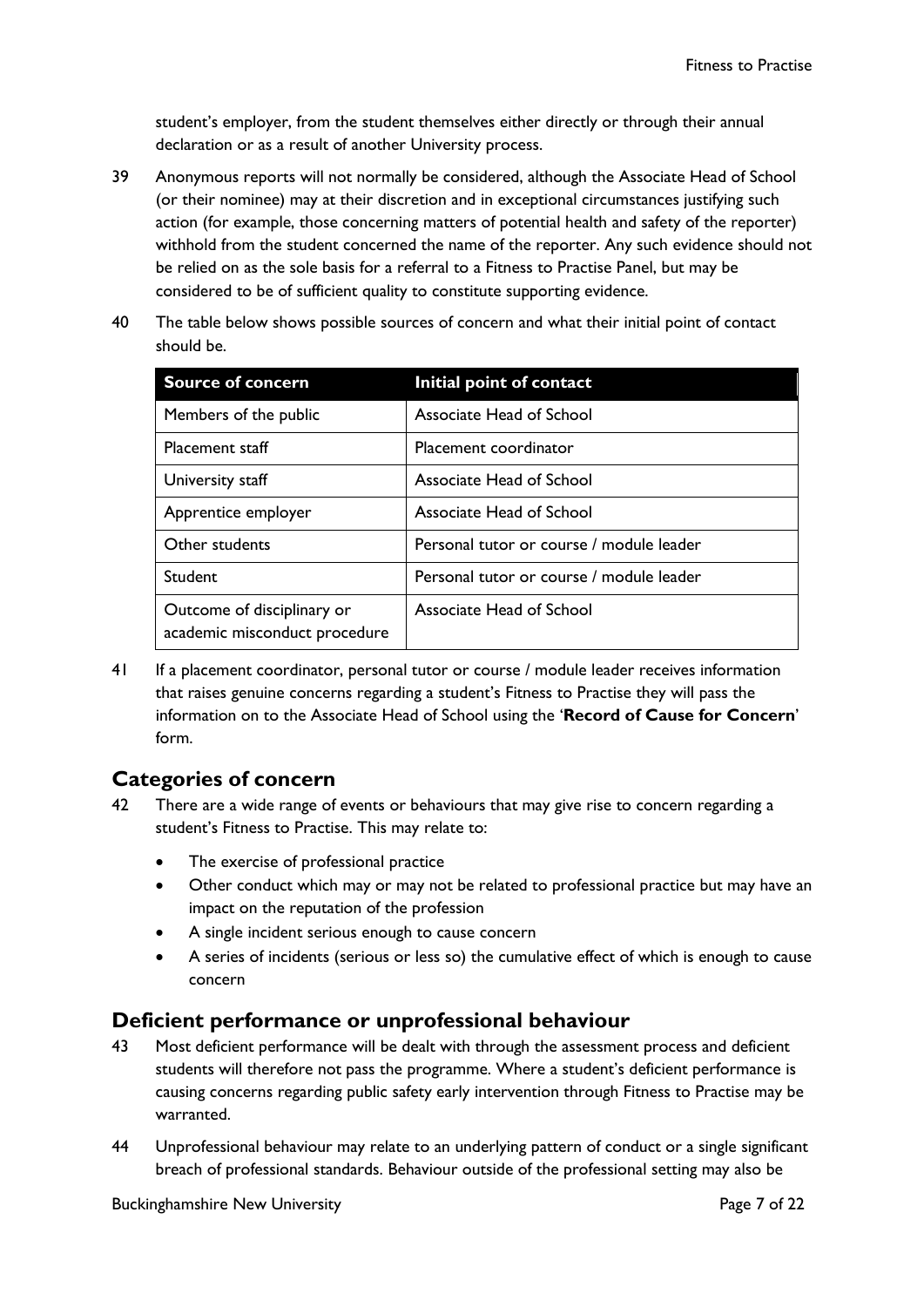student's employer, from the student themselves either directly or through their annual declaration or as a result of another University process.

39 Anonymous reports will not normally be considered, although the Associate Head of School (or their nominee) may at their discretion and in exceptional circumstances justifying such action (for example, those concerning matters of potential health and safety of the reporter) withhold from the student concerned the name of the reporter. Any such evidence should not be relied on as the sole basis for a referral to a Fitness to Practise Panel, but may be considered to be of sufficient quality to constitute supporting evidence.

40 The table below shows possible sources of concern and what their initial point of contact should be.

| Source of concern | Initial point of contact |
|---|---|
| Members of the public | Associate Head of School |
| Placement staff | Placement coordinator |
| University staff | Associate Head of School |
| Apprentice employer | Associate Head of School |
| Other students | Personal tutor or course / module leader |
| Student | Personal tutor or course / module leader |
| Outcome of disciplinary or academic misconduct procedure | Associate Head of School |

41 If a placement coordinator, personal tutor or course / module leader receives information that raises genuine concerns regarding a student's Fitness to Practise they will pass the information on to the Associate Head of School using the '**Record of Cause for Concern**' form.

## Categories of concern

42 There are a wide range of events or behaviours that may give rise to concern regarding a student's Fitness to Practise. This may relate to:

- The exercise of professional practice
- Other conduct which may or may not be related to professional practice but may have an impact on the reputation of the profession
- A single incident serious enough to cause concern
- A series of incidents (serious or less so) the cumulative effect of which is enough to cause concern

## Deficient performance or unprofessional behaviour

43 Most deficient performance will be dealt with through the assessment process and deficient students will therefore not pass the programme. Where a student's deficient performance is causing concerns regarding public safety early intervention through Fitness to Practise may be warranted.

44 Unprofessional behaviour may relate to an underlying pattern of conduct or a single significant breach of professional standards. Behaviour outside of the professional setting may also be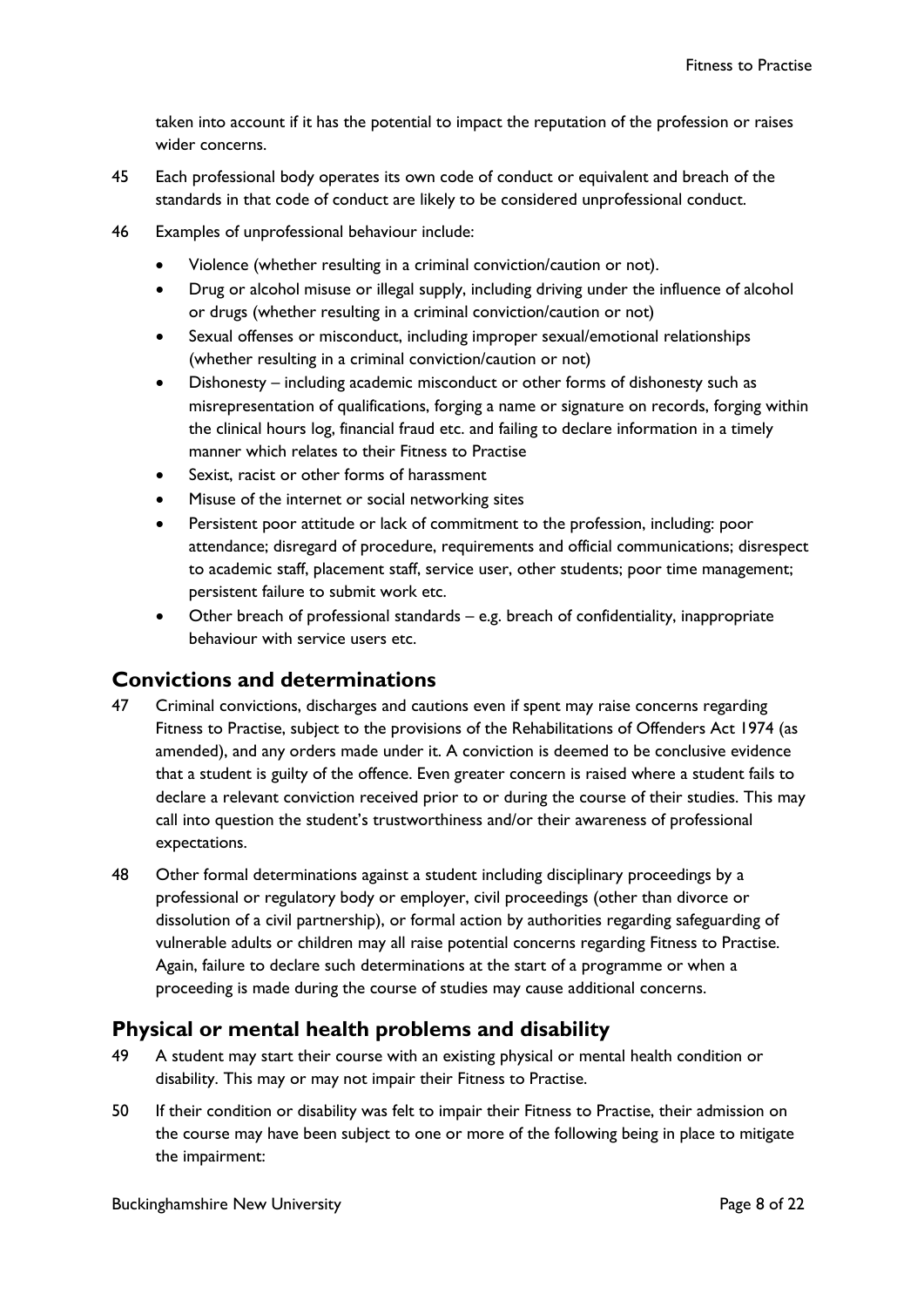taken into account if it has the potential to impact the reputation of the profession or raises wider concerns.

45 Each professional body operates its own code of conduct or equivalent and breach of the standards in that code of conduct are likely to be considered unprofessional conduct.

46 Examples of unprofessional behaviour include:

- Violence (whether resulting in a criminal conviction/caution or not).
- Drug or alcohol misuse or illegal supply, including driving under the influence of alcohol or drugs (whether resulting in a criminal conviction/caution or not)
- Sexual offenses or misconduct, including improper sexual/emotional relationships (whether resulting in a criminal conviction/caution or not)
- Dishonesty – including academic misconduct or other forms of dishonesty such as misrepresentation of qualifications, forging a name or signature on records, forging within the clinical hours log, financial fraud etc. and failing to declare information in a timely manner which relates to their Fitness to Practise
- Sexist, racist or other forms of harassment
- Misuse of the internet or social networking sites
- Persistent poor attitude or lack of commitment to the profession, including: poor attendance; disregard of procedure, requirements and official communications; disrespect to academic staff, placement staff, service user, other students; poor time management; persistent failure to submit work etc.
- Other breach of professional standards – e.g. breach of confidentiality, inappropriate behaviour with service users etc.

## Convictions and determinations

47 Criminal convictions, discharges and cautions even if spent may raise concerns regarding Fitness to Practise, subject to the provisions of the Rehabilitations of Offenders Act 1974 (as amended), and any orders made under it. A conviction is deemed to be conclusive evidence that a student is guilty of the offence. Even greater concern is raised where a student fails to declare a relevant conviction received prior to or during the course of their studies. This may call into question the student's trustworthiness and/or their awareness of professional expectations.

48 Other formal determinations against a student including disciplinary proceedings by a professional or regulatory body or employer, civil proceedings (other than divorce or dissolution of a civil partnership), or formal action by authorities regarding safeguarding of vulnerable adults or children may all raise potential concerns regarding Fitness to Practise. Again, failure to declare such determinations at the start of a programme or when a proceeding is made during the course of studies may cause additional concerns.

## Physical or mental health problems and disability

49 A student may start their course with an existing physical or mental health condition or disability. This may or may not impair their Fitness to Practise.

50 If their condition or disability was felt to impair their Fitness to Practise, their admission on the course may have been subject to one or more of the following being in place to mitigate the impairment: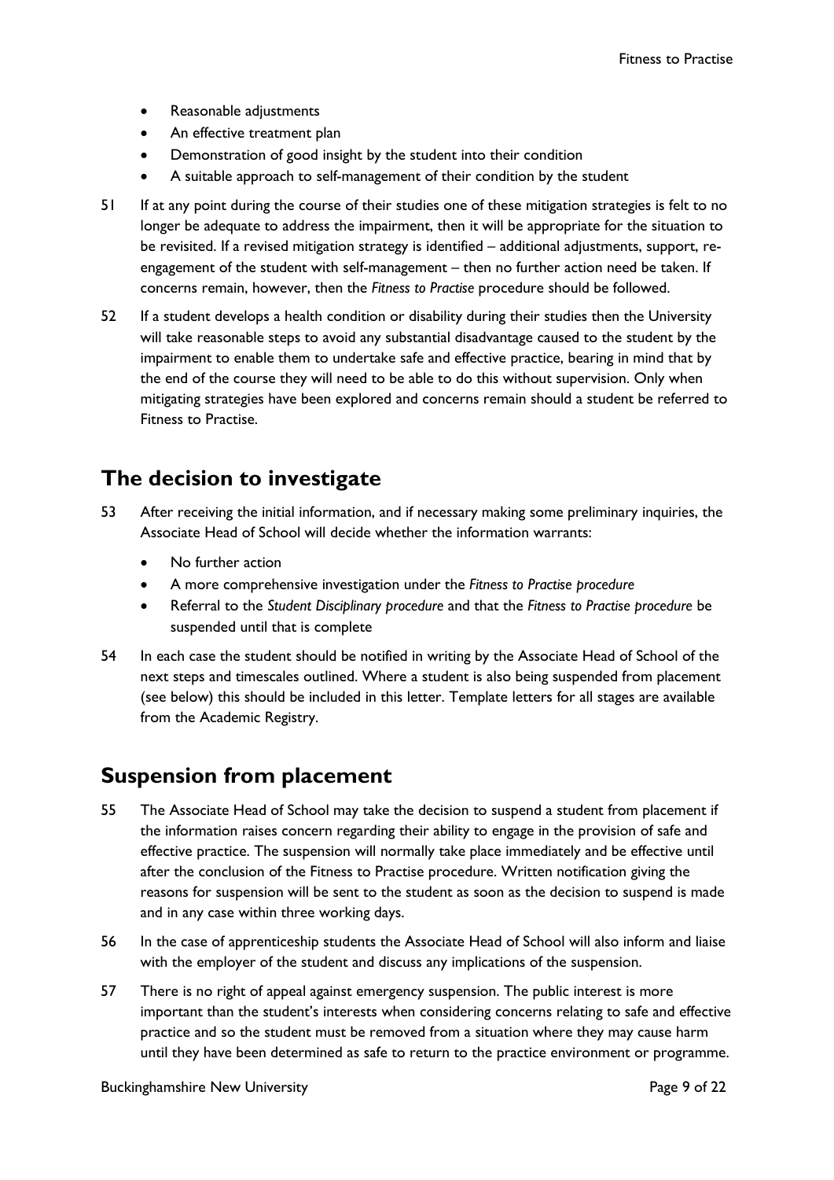- Reasonable adjustments
- An effective treatment plan
- Demonstration of good insight by the student into their condition
- A suitable approach to self-management of their condition by the student

51 If at any point during the course of their studies one of these mitigation strategies is felt to no longer be adequate to address the impairment, then it will be appropriate for the situation to be revisited. If a revised mitigation strategy is identified – additional adjustments, support, re-engagement of the student with self-management – then no further action need be taken. If concerns remain, however, then the *Fitness to Practise* procedure should be followed.

52 If a student develops a health condition or disability during their studies then the University will take reasonable steps to avoid any substantial disadvantage caused to the student by the impairment to enable them to undertake safe and effective practice, bearing in mind that by the end of the course they will need to be able to do this without supervision. Only when mitigating strategies have been explored and concerns remain should a student be referred to Fitness to Practise.

## The decision to investigate

53 After receiving the initial information, and if necessary making some preliminary inquiries, the Associate Head of School will decide whether the information warrants:

- No further action
- A more comprehensive investigation under the *Fitness to Practise procedure*
- Referral to the *Student Disciplinary procedure* and that the *Fitness to Practise procedure* be suspended until that is complete

54 In each case the student should be notified in writing by the Associate Head of School of the next steps and timescales outlined. Where a student is also being suspended from placement (see below) this should be included in this letter. Template letters for all stages are available from the Academic Registry.

## Suspension from placement

55 The Associate Head of School may take the decision to suspend a student from placement if the information raises concern regarding their ability to engage in the provision of safe and effective practice. The suspension will normally take place immediately and be effective until after the conclusion of the Fitness to Practise procedure. Written notification giving the reasons for suspension will be sent to the student as soon as the decision to suspend is made and in any case within three working days.

56 In the case of apprenticeship students the Associate Head of School will also inform and liaise with the employer of the student and discuss any implications of the suspension.

57 There is no right of appeal against emergency suspension. The public interest is more important than the student's interests when considering concerns relating to safe and effective practice and so the student must be removed from a situation where they may cause harm until they have been determined as safe to return to the practice environment or programme.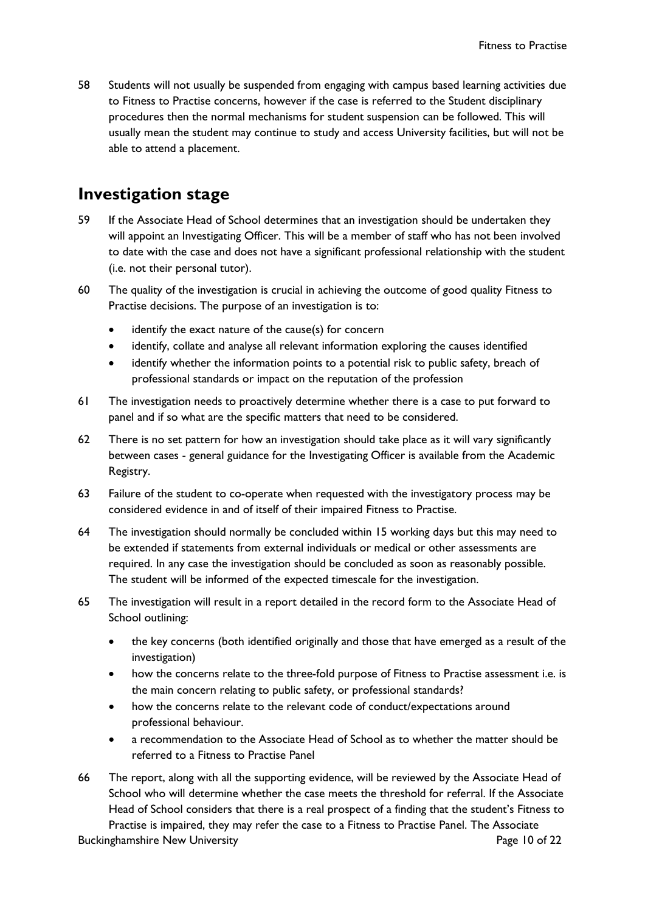58 Students will not usually be suspended from engaging with campus based learning activities due to Fitness to Practise concerns, however if the case is referred to the Student disciplinary procedures then the normal mechanisms for student suspension can be followed. This will usually mean the student may continue to study and access University facilities, but will not be able to attend a placement.

## Investigation stage

59 If the Associate Head of School determines that an investigation should be undertaken they will appoint an Investigating Officer. This will be a member of staff who has not been involved to date with the case and does not have a significant professional relationship with the student (i.e. not their personal tutor).

60 The quality of the investigation is crucial in achieving the outcome of good quality Fitness to Practise decisions. The purpose of an investigation is to:

- identify the exact nature of the cause(s) for concern
- identify, collate and analyse all relevant information exploring the causes identified
- identify whether the information points to a potential risk to public safety, breach of professional standards or impact on the reputation of the profession

61 The investigation needs to proactively determine whether there is a case to put forward to panel and if so what are the specific matters that need to be considered.

62 There is no set pattern for how an investigation should take place as it will vary significantly between cases - general guidance for the Investigating Officer is available from the Academic Registry.

63 Failure of the student to co-operate when requested with the investigatory process may be considered evidence in and of itself of their impaired Fitness to Practise.

64 The investigation should normally be concluded within 15 working days but this may need to be extended if statements from external individuals or medical or other assessments are required. In any case the investigation should be concluded as soon as reasonably possible. The student will be informed of the expected timescale for the investigation.

65 The investigation will result in a report detailed in the record form to the Associate Head of School outlining:

- the key concerns (both identified originally and those that have emerged as a result of the investigation)
- how the concerns relate to the three-fold purpose of Fitness to Practise assessment i.e. is the main concern relating to public safety, or professional standards?
- how the concerns relate to the relevant code of conduct/expectations around professional behaviour.
- a recommendation to the Associate Head of School as to whether the matter should be referred to a Fitness to Practise Panel

66 The report, along with all the supporting evidence, will be reviewed by the Associate Head of School who will determine whether the case meets the threshold for referral. If the Associate Head of School considers that there is a real prospect of a finding that the student's Fitness to Practise is impaired, they may refer the case to a Fitness to Practise Panel. The Associate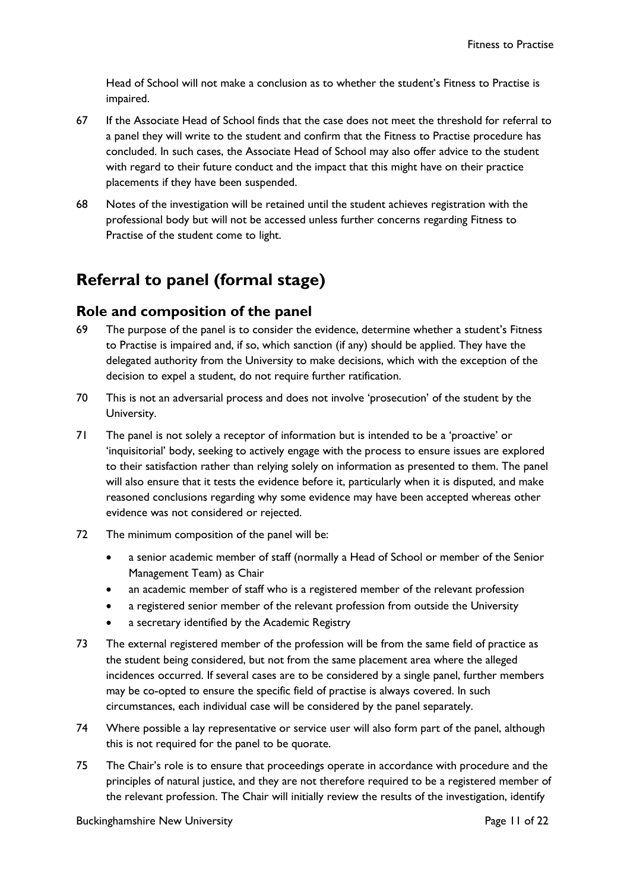Head of School will not make a conclusion as to whether the student's Fitness to Practise is impaired.

67 If the Associate Head of School finds that the case does not meet the threshold for referral to a panel they will write to the student and confirm that the Fitness to Practise procedure has concluded. In such cases, the Associate Head of School may also offer advice to the student with regard to their future conduct and the impact that this might have on their practice placements if they have been suspended.

68 Notes of the investigation will be retained until the student achieves registration with the professional body but will not be accessed unless further concerns regarding Fitness to Practise of the student come to light.

# Referral to panel (formal stage)

## Role and composition of the panel

69 The purpose of the panel is to consider the evidence, determine whether a student's Fitness to Practise is impaired and, if so, which sanction (if any) should be applied. They have the delegated authority from the University to make decisions, which with the exception of the decision to expel a student, do not require further ratification.

70 This is not an adversarial process and does not involve 'prosecution' of the student by the University.

71 The panel is not solely a receptor of information but is intended to be a 'proactive' or 'inquisitorial' body, seeking to actively engage with the process to ensure issues are explored to their satisfaction rather than relying solely on information as presented to them. The panel will also ensure that it tests the evidence before it, particularly when it is disputed, and make reasoned conclusions regarding why some evidence may have been accepted whereas other evidence was not considered or rejected.

72 The minimum composition of the panel will be:

- a senior academic member of staff (normally a Head of School or member of the Senior Management Team) as Chair
- an academic member of staff who is a registered member of the relevant profession
- a registered senior member of the relevant profession from outside the University
- a secretary identified by the Academic Registry

73 The external registered member of the profession will be from the same field of practice as the student being considered, but not from the same placement area where the alleged incidences occurred. If several cases are to be considered by a single panel, further members may be co-opted to ensure the specific field of practise is always covered. In such circumstances, each individual case will be considered by the panel separately.

74 Where possible a lay representative or service user will also form part of the panel, although this is not required for the panel to be quorate.

75 The Chair's role is to ensure that proceedings operate in accordance with procedure and the principles of natural justice, and they are not therefore required to be a registered member of the relevant profession. The Chair will initially review the results of the investigation, identify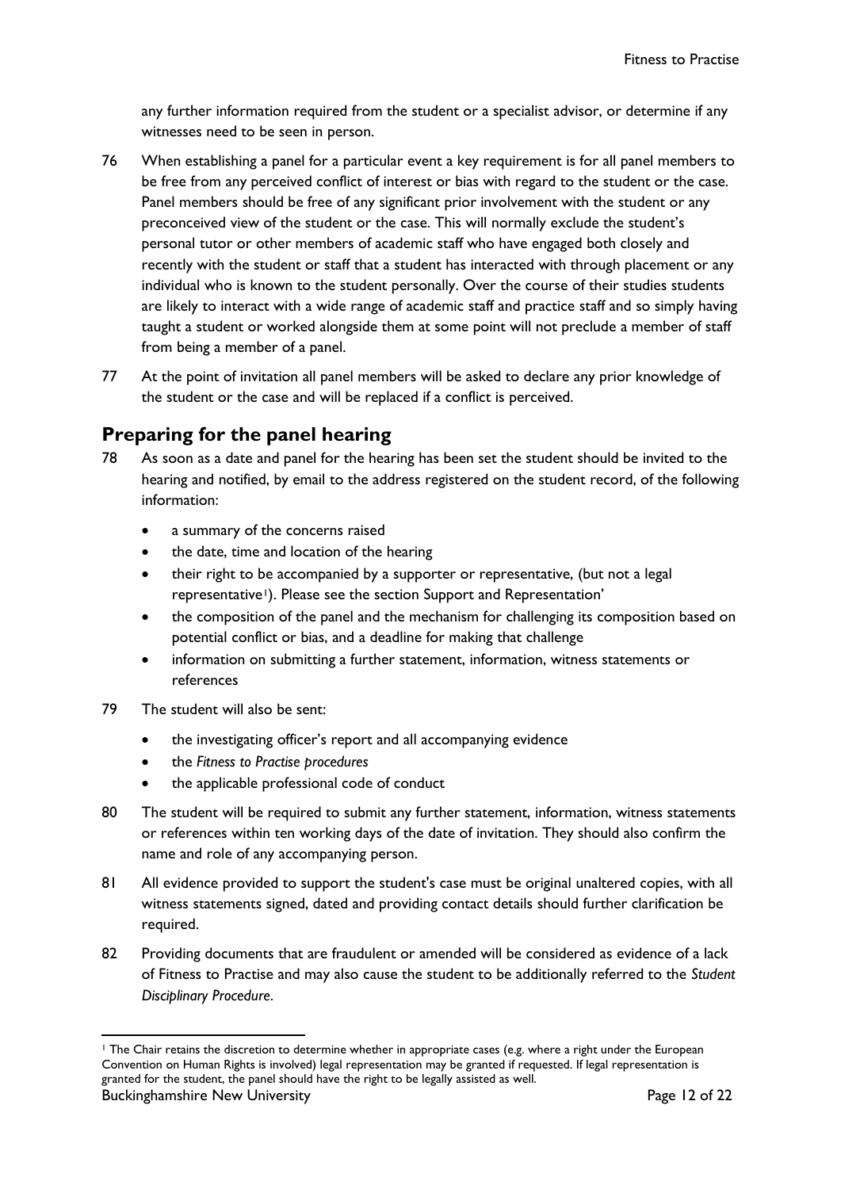any further information required from the student or a specialist advisor, or determine if any witnesses need to be seen in person.

76 When establishing a panel for a particular event a key requirement is for all panel members to be free from any perceived conflict of interest or bias with regard to the student or the case. Panel members should be free of any significant prior involvement with the student or any preconceived view of the student or the case. This will normally exclude the student's personal tutor or other members of academic staff who have engaged both closely and recently with the student or staff that a student has interacted with through placement or any individual who is known to the student personally. Over the course of their studies students are likely to interact with a wide range of academic staff and practice staff and so simply having taught a student or worked alongside them at some point will not preclude a member of staff from being a member of a panel.

77 At the point of invitation all panel members will be asked to declare any prior knowledge of the student or the case and will be replaced if a conflict is perceived.

## Preparing for the panel hearing

78 As soon as a date and panel for the hearing has been set the student should be invited to the hearing and notified, by email to the address registered on the student record, of the following information:

- a summary of the concerns raised
- the date, time and location of the hearing
- their right to be accompanied by a supporter or representative, (but not a legal representative[1]). Please see the section Support and Representation'
- the composition of the panel and the mechanism for challenging its composition based on potential conflict or bias, and a deadline for making that challenge
- information on submitting a further statement, information, witness statements or references

79 The student will also be sent:

- the investigating officer's report and all accompanying evidence
- the *Fitness to Practise procedures*
- the applicable professional code of conduct

80 The student will be required to submit any further statement, information, witness statements or references within ten working days of the date of invitation. They should also confirm the name and role of any accompanying person.

81 All evidence provided to support the student's case must be original unaltered copies, with all witness statements signed, dated and providing contact details should further clarification be required.

82 Providing documents that are fraudulent or amended will be considered as evidence of a lack of Fitness to Practise and may also cause the student to be additionally referred to the *Student Disciplinary Procedure*.

[1] The Chair retains the discretion to determine whether in appropriate cases (e.g. where a right under the European Convention on Human Rights is involved) legal representation may be granted if requested. If legal representation is granted for the student, the panel should have the right to be legally assisted as well.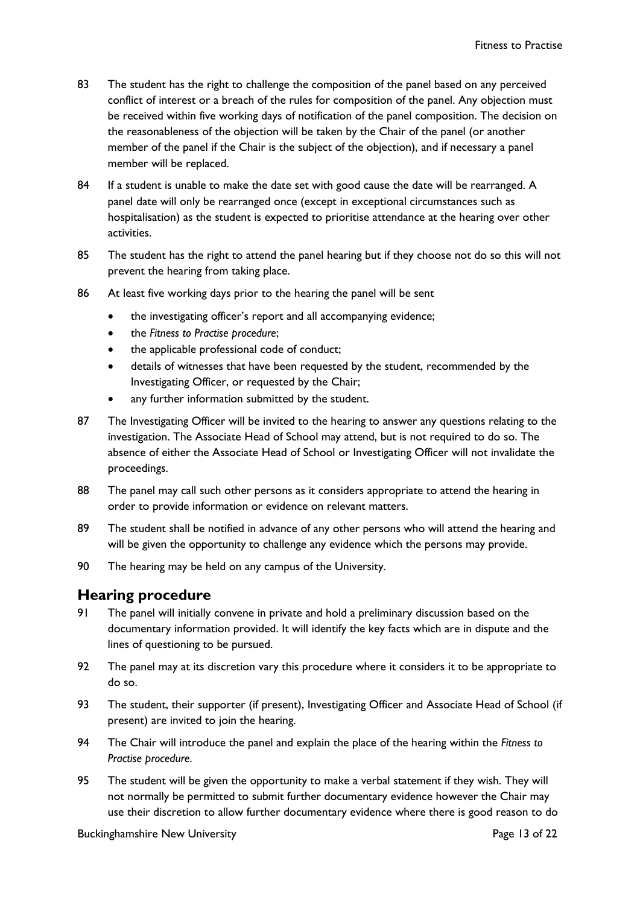83 The student has the right to challenge the composition of the panel based on any perceived conflict of interest or a breach of the rules for composition of the panel. Any objection must be received within five working days of notification of the panel composition. The decision on the reasonableness of the objection will be taken by the Chair of the panel (or another member of the panel if the Chair is the subject of the objection), and if necessary a panel member will be replaced.

84 If a student is unable to make the date set with good cause the date will be rearranged. A panel date will only be rearranged once (except in exceptional circumstances such as hospitalisation) as the student is expected to prioritise attendance at the hearing over other activities.

85 The student has the right to attend the panel hearing but if they choose not do so this will not prevent the hearing from taking place.

86 At least five working days prior to the hearing the panel will be sent

- the investigating officer's report and all accompanying evidence;
- the *Fitness to Practise procedure*;
- the applicable professional code of conduct;
- details of witnesses that have been requested by the student, recommended by the Investigating Officer, or requested by the Chair;
- any further information submitted by the student.

87 The Investigating Officer will be invited to the hearing to answer any questions relating to the investigation. The Associate Head of School may attend, but is not required to do so. The absence of either the Associate Head of School or Investigating Officer will not invalidate the proceedings.

88 The panel may call such other persons as it considers appropriate to attend the hearing in order to provide information or evidence on relevant matters.

89 The student shall be notified in advance of any other persons who will attend the hearing and will be given the opportunity to challenge any evidence which the persons may provide.

90 The hearing may be held on any campus of the University.

## Hearing procedure

91 The panel will initially convene in private and hold a preliminary discussion based on the documentary information provided. It will identify the key facts which are in dispute and the lines of questioning to be pursued.

92 The panel may at its discretion vary this procedure where it considers it to be appropriate to do so.

93 The student, their supporter (if present), Investigating Officer and Associate Head of School (if present) are invited to join the hearing.

94 The Chair will introduce the panel and explain the place of the hearing within the *Fitness to Practise procedure*.

95 The student will be given the opportunity to make a verbal statement if they wish. They will not normally be permitted to submit further documentary evidence however the Chair may use their discretion to allow further documentary evidence where there is good reason to do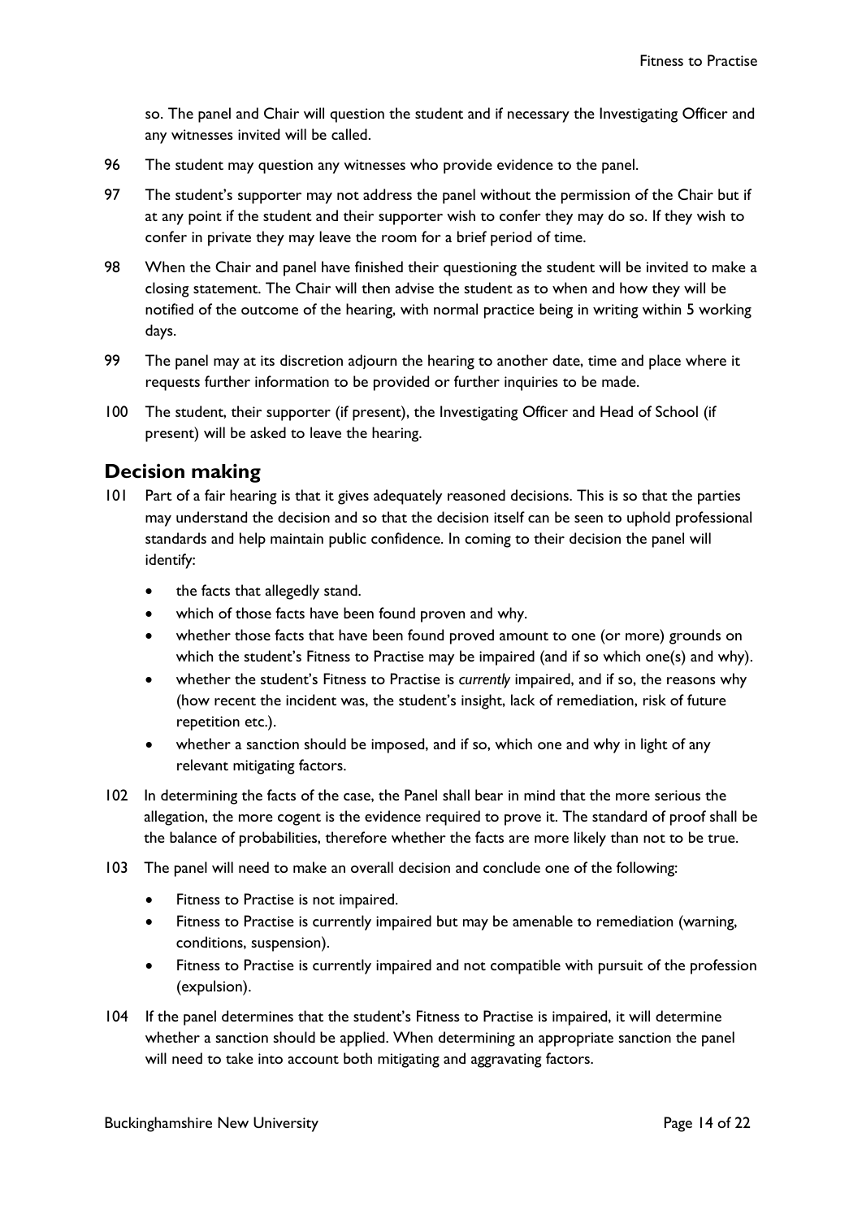so. The panel and Chair will question the student and if necessary the Investigating Officer and any witnesses invited will be called.

96 The student may question any witnesses who provide evidence to the panel.

97 The student's supporter may not address the panel without the permission of the Chair but if at any point if the student and their supporter wish to confer they may do so. If they wish to confer in private they may leave the room for a brief period of time.

98 When the Chair and panel have finished their questioning the student will be invited to make a closing statement. The Chair will then advise the student as to when and how they will be notified of the outcome of the hearing, with normal practice being in writing within 5 working days.

99 The panel may at its discretion adjourn the hearing to another date, time and place where it requests further information to be provided or further inquiries to be made.

100 The student, their supporter (if present), the Investigating Officer and Head of School (if present) will be asked to leave the hearing.

## Decision making

101 Part of a fair hearing is that it gives adequately reasoned decisions. This is so that the parties may understand the decision and so that the decision itself can be seen to uphold professional standards and help maintain public confidence. In coming to their decision the panel will identify:

- the facts that allegedly stand.
- which of those facts have been found proven and why.
- whether those facts that have been found proved amount to one (or more) grounds on which the student's Fitness to Practise may be impaired (and if so which one(s) and why).
- whether the student's Fitness to Practise is *currently* impaired, and if so, the reasons why (how recent the incident was, the student's insight, lack of remediation, risk of future repetition etc.).
- whether a sanction should be imposed, and if so, which one and why in light of any relevant mitigating factors.

102 In determining the facts of the case, the Panel shall bear in mind that the more serious the allegation, the more cogent is the evidence required to prove it. The standard of proof shall be the balance of probabilities, therefore whether the facts are more likely than not to be true.

103 The panel will need to make an overall decision and conclude one of the following:

- Fitness to Practise is not impaired.
- Fitness to Practise is currently impaired but may be amenable to remediation (warning, conditions, suspension).
- Fitness to Practise is currently impaired and not compatible with pursuit of the profession (expulsion).

104 If the panel determines that the student's Fitness to Practise is impaired, it will determine whether a sanction should be applied. When determining an appropriate sanction the panel will need to take into account both mitigating and aggravating factors.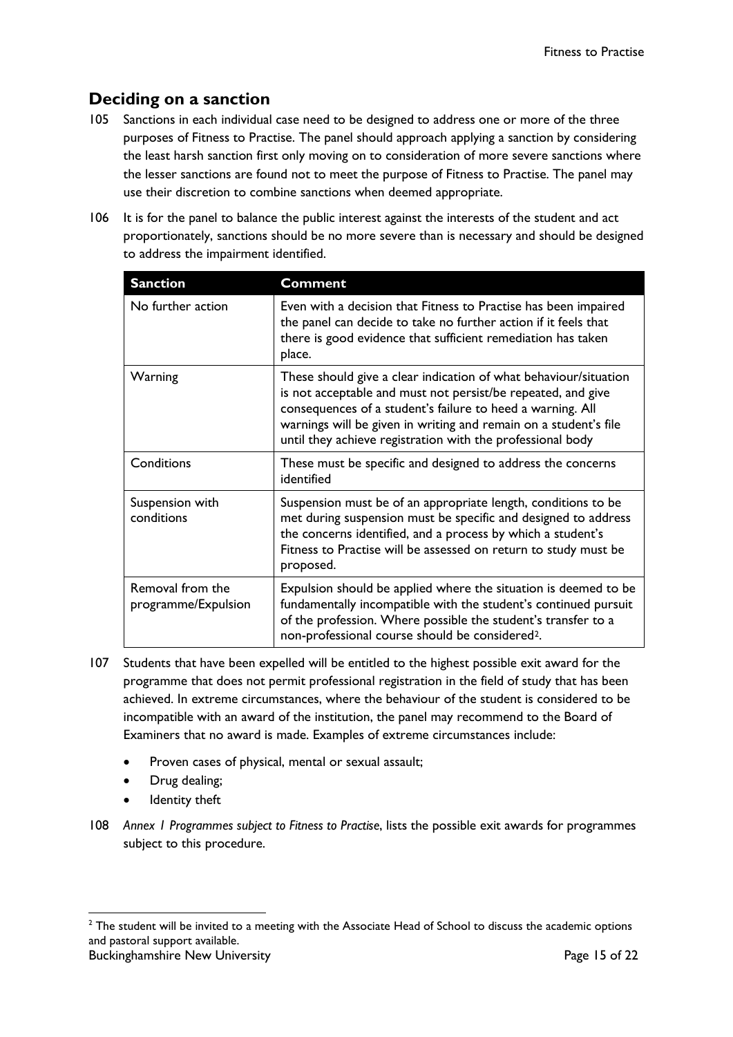## Deciding on a sanction

105 Sanctions in each individual case need to be designed to address one or more of the three purposes of Fitness to Practise. The panel should approach applying a sanction by considering the least harsh sanction first only moving on to consideration of more severe sanctions where the lesser sanctions are found not to meet the purpose of Fitness to Practise. The panel may use their discretion to combine sanctions when deemed appropriate.

106 It is for the panel to balance the public interest against the interests of the student and act proportionately, sanctions should be no more severe than is necessary and should be designed to address the impairment identified.

| Sanction | Comment |
|---|---|
| No further action | Even with a decision that Fitness to Practise has been impaired the panel can decide to take no further action if it feels that there is good evidence that sufficient remediation has taken place. |
| Warning | These should give a clear indication of what behaviour/situation is not acceptable and must not persist/be repeated, and give consequences of a student's failure to heed a warning. All warnings will be given in writing and remain on a student's file until they achieve registration with the professional body |
| Conditions | These must be specific and designed to address the concerns identified |
| Suspension with conditions | Suspension must be of an appropriate length, conditions to be met during suspension must be specific and designed to address the concerns identified, and a process by which a student's Fitness to Practise will be assessed on return to study must be proposed. |
| Removal from the programme/Expulsion | Expulsion should be applied where the situation is deemed to be fundamentally incompatible with the student's continued pursuit of the profession. Where possible the student's transfer to a non-professional course should be considered[2]. |

107 Students that have been expelled will be entitled to the highest possible exit award for the programme that does not permit professional registration in the field of study that has been achieved. In extreme circumstances, where the behaviour of the student is considered to be incompatible with an award of the institution, the panel may recommend to the Board of Examiners that no award is made. Examples of extreme circumstances include:

- Proven cases of physical, mental or sexual assault;
- Drug dealing;
- Identity theft

108 *Annex 1 Programmes subject to Fitness to Practise*, lists the possible exit awards for programmes subject to this procedure.

[2] The student will be invited to a meeting with the Associate Head of School to discuss the academic options and pastoral support available.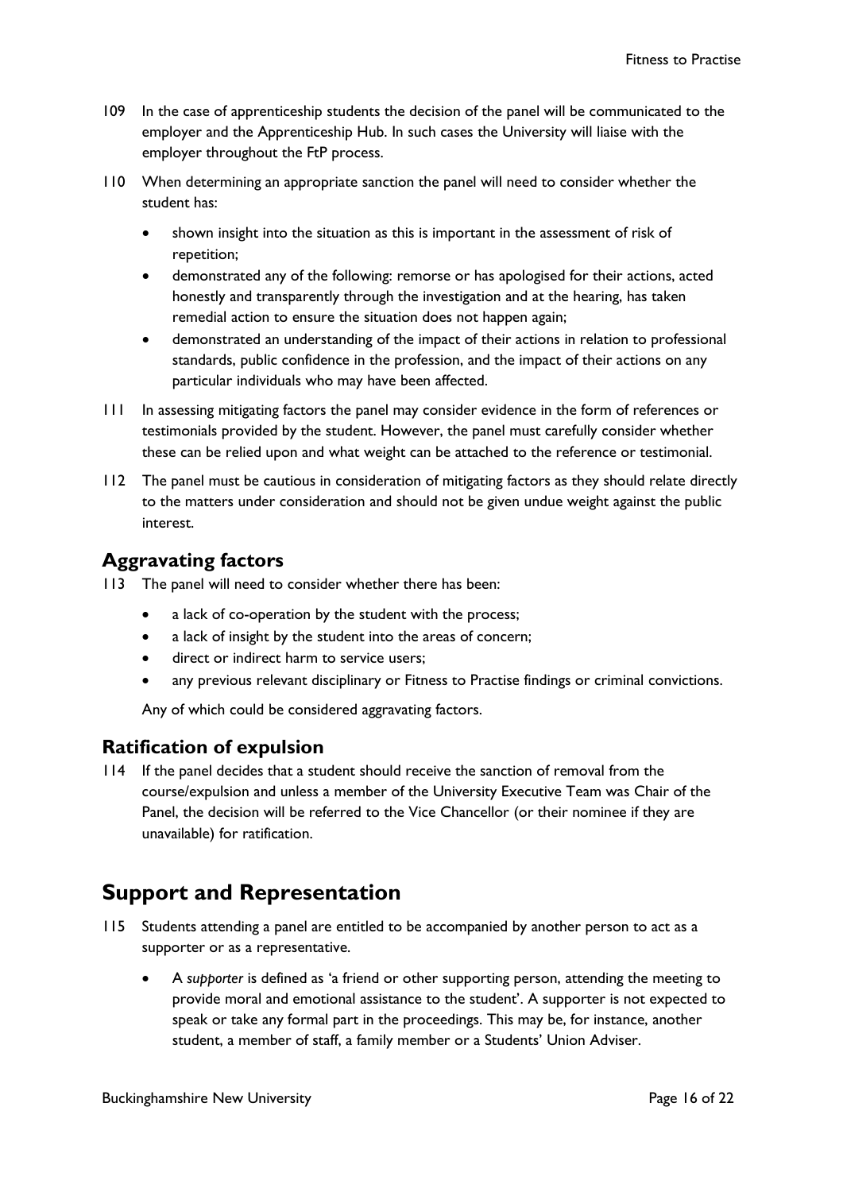109 In the case of apprenticeship students the decision of the panel will be communicated to the employer and the Apprenticeship Hub. In such cases the University will liaise with the employer throughout the FtP process.

110 When determining an appropriate sanction the panel will need to consider whether the student has:

- shown insight into the situation as this is important in the assessment of risk of repetition;
- demonstrated any of the following: remorse or has apologised for their actions, acted honestly and transparently through the investigation and at the hearing, has taken remedial action to ensure the situation does not happen again;
- demonstrated an understanding of the impact of their actions in relation to professional standards, public confidence in the profession, and the impact of their actions on any particular individuals who may have been affected.

111 In assessing mitigating factors the panel may consider evidence in the form of references or testimonials provided by the student. However, the panel must carefully consider whether these can be relied upon and what weight can be attached to the reference or testimonial.

112 The panel must be cautious in consideration of mitigating factors as they should relate directly to the matters under consideration and should not be given undue weight against the public interest.

### Aggravating factors

113 The panel will need to consider whether there has been:

- a lack of co-operation by the student with the process;
- a lack of insight by the student into the areas of concern;
- direct or indirect harm to service users;
- any previous relevant disciplinary or Fitness to Practise findings or criminal convictions.

Any of which could be considered aggravating factors.

### Ratification of expulsion

114 If the panel decides that a student should receive the sanction of removal from the course/expulsion and unless a member of the University Executive Team was Chair of the Panel, the decision will be referred to the Vice Chancellor (or their nominee if they are unavailable) for ratification.

## Support and Representation

115 Students attending a panel are entitled to be accompanied by another person to act as a supporter or as a representative.

- A *supporter* is defined as 'a friend or other supporting person, attending the meeting to provide moral and emotional assistance to the student'. A supporter is not expected to speak or take any formal part in the proceedings. This may be, for instance, another student, a member of staff, a family member or a Students' Union Adviser.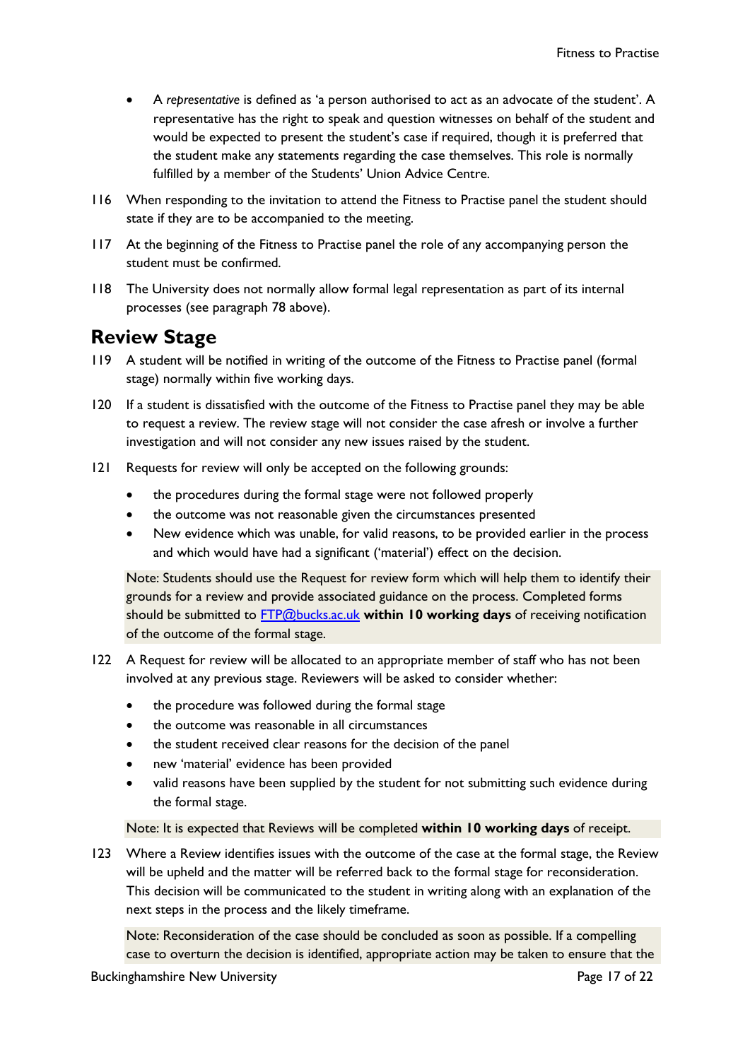- A *representative* is defined as 'a person authorised to act as an advocate of the student'. A representative has the right to speak and question witnesses on behalf of the student and would be expected to present the student's case if required, though it is preferred that the student make any statements regarding the case themselves. This role is normally fulfilled by a member of the Students' Union Advice Centre.

116 When responding to the invitation to attend the Fitness to Practise panel the student should state if they are to be accompanied to the meeting.

117 At the beginning of the Fitness to Practise panel the role of any accompanying person the student must be confirmed.

118 The University does not normally allow formal legal representation as part of its internal processes (see paragraph 78 above).

## Review Stage

119 A student will be notified in writing of the outcome of the Fitness to Practise panel (formal stage) normally within five working days.

120 If a student is dissatisfied with the outcome of the Fitness to Practise panel they may be able to request a review. The review stage will not consider the case afresh or involve a further investigation and will not consider any new issues raised by the student.

121 Requests for review will only be accepted on the following grounds:

- the procedures during the formal stage were not followed properly
- the outcome was not reasonable given the circumstances presented
- New evidence which was unable, for valid reasons, to be provided earlier in the process and which would have had a significant ('material') effect on the decision.

Note: Students should use the Request for review form which will help them to identify their grounds for a review and provide associated guidance on the process. Completed forms should be submitted to FTP@bucks.ac.uk **within 10 working days** of receiving notification of the outcome of the formal stage.

122 A Request for review will be allocated to an appropriate member of staff who has not been involved at any previous stage. Reviewers will be asked to consider whether:

- the procedure was followed during the formal stage
- the outcome was reasonable in all circumstances
- the student received clear reasons for the decision of the panel
- new 'material' evidence has been provided
- valid reasons have been supplied by the student for not submitting such evidence during the formal stage.

Note: It is expected that Reviews will be completed **within 10 working days** of receipt.

123 Where a Review identifies issues with the outcome of the case at the formal stage, the Review will be upheld and the matter will be referred back to the formal stage for reconsideration. This decision will be communicated to the student in writing along with an explanation of the next steps in the process and the likely timeframe.

Note: Reconsideration of the case should be concluded as soon as possible. If a compelling case to overturn the decision is identified, appropriate action may be taken to ensure that the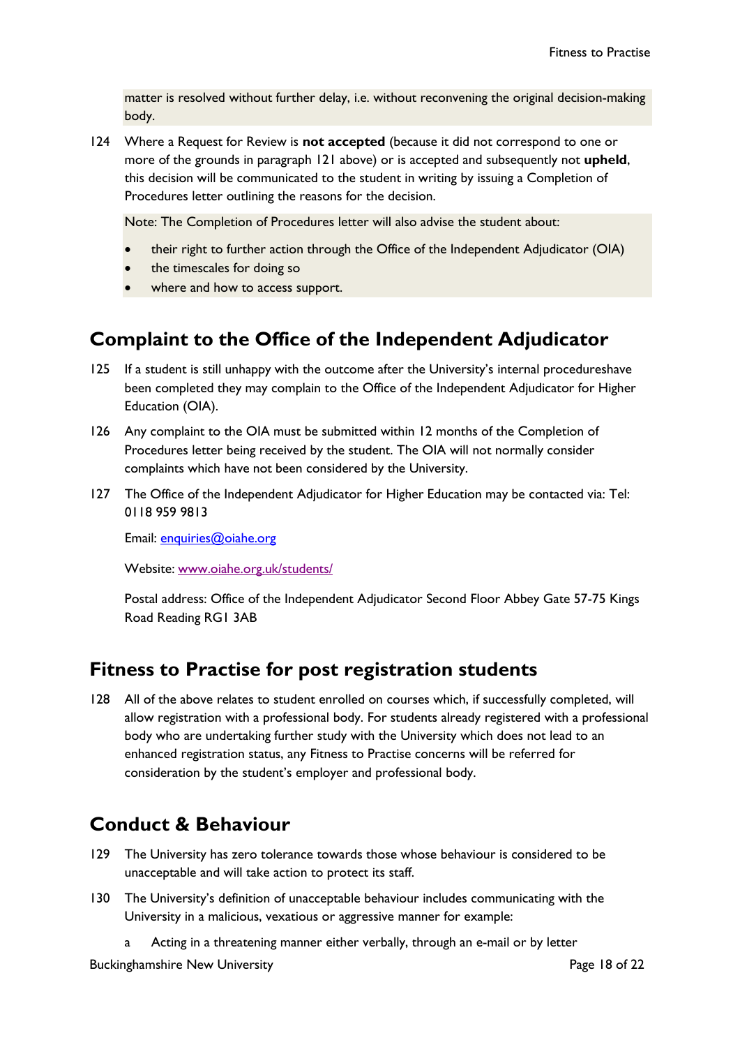matter is resolved without further delay, i.e. without reconvening the original decision-making body.

124 Where a Request for Review is **not accepted** (because it did not correspond to one or more of the grounds in paragraph 121 above) or is accepted and subsequently not **upheld**, this decision will be communicated to the student in writing by issuing a Completion of Procedures letter outlining the reasons for the decision.

Note: The Completion of Procedures letter will also advise the student about:

- their right to further action through the Office of the Independent Adjudicator (OIA)
- the timescales for doing so
- where and how to access support.

## Complaint to the Office of the Independent Adjudicator

125 If a student is still unhappy with the outcome after the University's internal procedureshave been completed they may complain to the Office of the Independent Adjudicator for Higher Education (OIA).

126 Any complaint to the OIA must be submitted within 12 months of the Completion of Procedures letter being received by the student. The OIA will not normally consider complaints which have not been considered by the University.

127 The Office of the Independent Adjudicator for Higher Education may be contacted via: Tel: 0118 959 9813

Email: enquiries@oiahe.org

Website: www.oiahe.org.uk/students/

Postal address: Office of the Independent Adjudicator Second Floor Abbey Gate 57-75 Kings Road Reading RG1 3AB

## Fitness to Practise for post registration students

128 All of the above relates to student enrolled on courses which, if successfully completed, will allow registration with a professional body. For students already registered with a professional body who are undertaking further study with the University which does not lead to an enhanced registration status, any Fitness to Practise concerns will be referred for consideration by the student's employer and professional body.

## Conduct & Behaviour

129 The University has zero tolerance towards those whose behaviour is considered to be unacceptable and will take action to protect its staff.

130 The University's definition of unacceptable behaviour includes communicating with the University in a malicious, vexatious or aggressive manner for example:

a Acting in a threatening manner either verbally, through an e-mail or by letter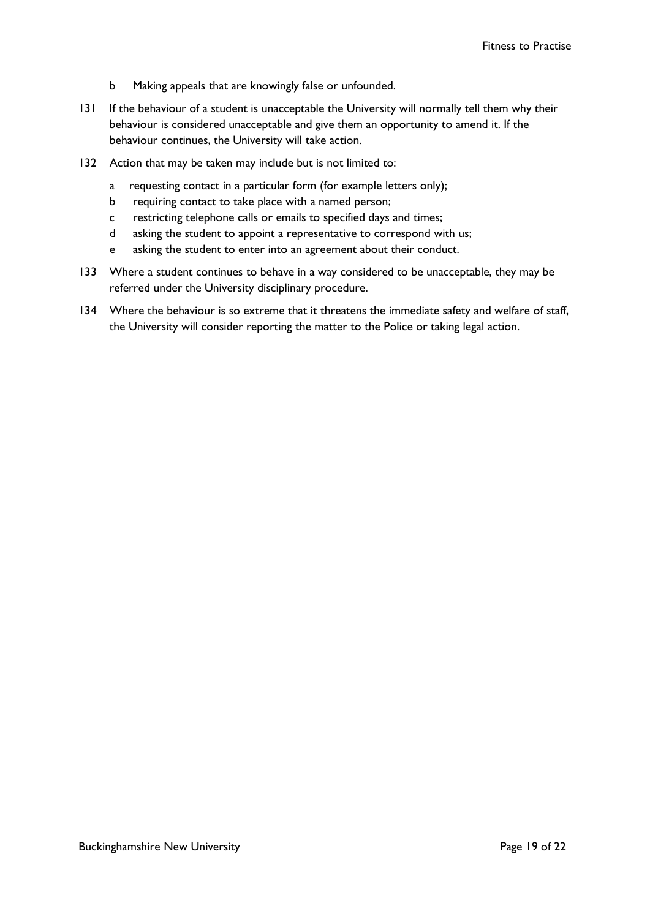b Making appeals that are knowingly false or unfounded.

131 If the behaviour of a student is unacceptable the University will normally tell them why their behaviour is considered unacceptable and give them an opportunity to amend it. If the behaviour continues, the University will take action.

132 Action that may be taken may include but is not limited to:

a requesting contact in a particular form (for example letters only);
b requiring contact to take place with a named person;
c restricting telephone calls or emails to specified days and times;
d asking the student to appoint a representative to correspond with us;
e asking the student to enter into an agreement about their conduct.

133 Where a student continues to behave in a way considered to be unacceptable, they may be referred under the University disciplinary procedure.

134 Where the behaviour is so extreme that it threatens the immediate safety and welfare of staff, the University will consider reporting the matter to the Police or taking legal action.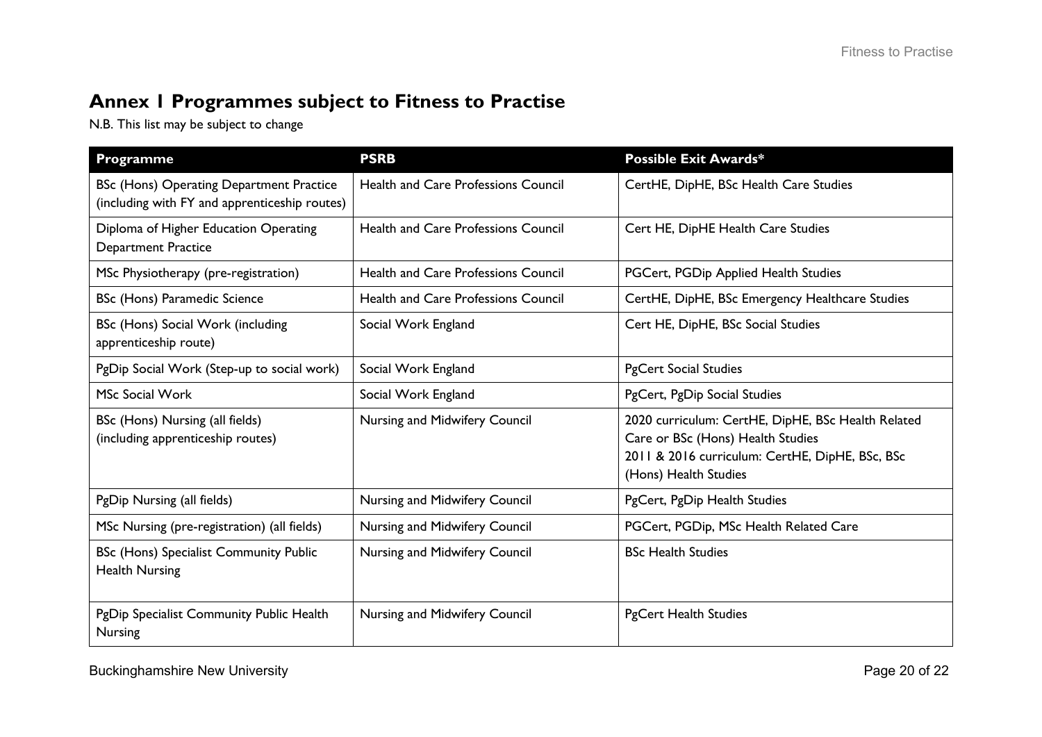# Annex 1 Programmes subject to Fitness to Practise

N.B. This list may be subject to change

| Programme | PSRB | Possible Exit Awards* |
|---|---|---|
| BSc (Hons) Operating Department Practice (including with FY and apprenticeship routes) | Health and Care Professions Council | CertHE, DipHE, BSc Health Care Studies |
| Diploma of Higher Education Operating Department Practice | Health and Care Professions Council | Cert HE, DipHE Health Care Studies |
| MSc Physiotherapy (pre-registration) | Health and Care Professions Council | PGCert, PGDip Applied Health Studies |
| BSc (Hons) Paramedic Science | Health and Care Professions Council | CertHE, DipHE, BSc Emergency Healthcare Studies |
| BSc (Hons) Social Work (including apprenticeship route) | Social Work England | Cert HE, DipHE, BSc Social Studies |
| PgDip Social Work (Step-up to social work) | Social Work England | PgCert Social Studies |
| MSc Social Work | Social Work England | PgCert, PgDip Social Studies |
| BSc (Hons) Nursing (all fields) (including apprenticeship routes) | Nursing and Midwifery Council | 2020 curriculum: CertHE, DipHE, BSc Health Related Care or BSc (Hons) Health Studies<br>2011 & 2016 curriculum: CertHE, DipHE, BSc, BSc (Hons) Health Studies |
| PgDip Nursing (all fields) | Nursing and Midwifery Council | PgCert, PgDip Health Studies |
| MSc Nursing (pre-registration) (all fields) | Nursing and Midwifery Council | PGCert, PGDip, MSc Health Related Care |
| BSc (Hons) Specialist Community Public Health Nursing | Nursing and Midwifery Council | BSc Health Studies |
| PgDip Specialist Community Public Health Nursing | Nursing and Midwifery Council | PgCert Health Studies |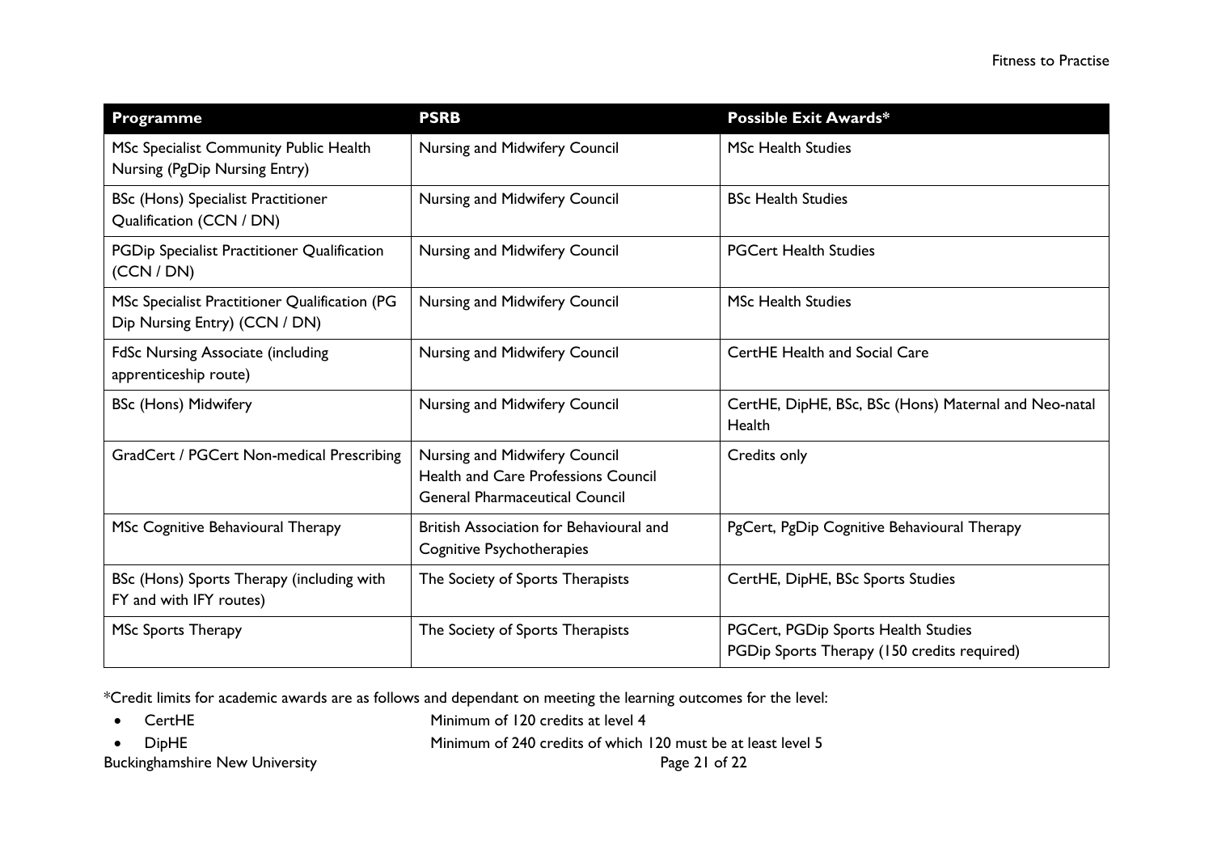| Programme | PSRB | Possible Exit Awards* |
|---|---|---|
| MSc Specialist Community Public Health Nursing (PgDip Nursing Entry) | Nursing and Midwifery Council | MSc Health Studies |
| BSc (Hons) Specialist Practitioner Qualification (CCN / DN) | Nursing and Midwifery Council | BSc Health Studies |
| PGDip Specialist Practitioner Qualification (CCN / DN) | Nursing and Midwifery Council | PGCert Health Studies |
| MSc Specialist Practitioner Qualification (PG Dip Nursing Entry) (CCN / DN) | Nursing and Midwifery Council | MSc Health Studies |
| FdSc Nursing Associate (including apprenticeship route) | Nursing and Midwifery Council | CertHE Health and Social Care |
| BSc (Hons) Midwifery | Nursing and Midwifery Council | CertHE, DipHE, BSc, BSc (Hons) Maternal and Neo-natal Health |
| GradCert / PGCert Non-medical Prescribing | Nursing and Midwifery Council<br>Health and Care Professions Council<br>General Pharmaceutical Council | Credits only |
| MSc Cognitive Behavioural Therapy | British Association for Behavioural and Cognitive Psychotherapies | PgCert, PgDip Cognitive Behavioural Therapy |
| BSc (Hons) Sports Therapy (including with FY and with IFY routes) | The Society of Sports Therapists | CertHE, DipHE, BSc Sports Studies |
| MSc Sports Therapy | The Society of Sports Therapists | PGCert, PGDip Sports Health Studies<br>PGDip Sports Therapy (150 credits required) |

*Credit limits for academic awards are as follows and dependant on meeting the learning outcomes for the level:

- CertHE — Minimum of 120 credits at level 4
- DipHE — Minimum of 240 credits of which 120 must be at least level 5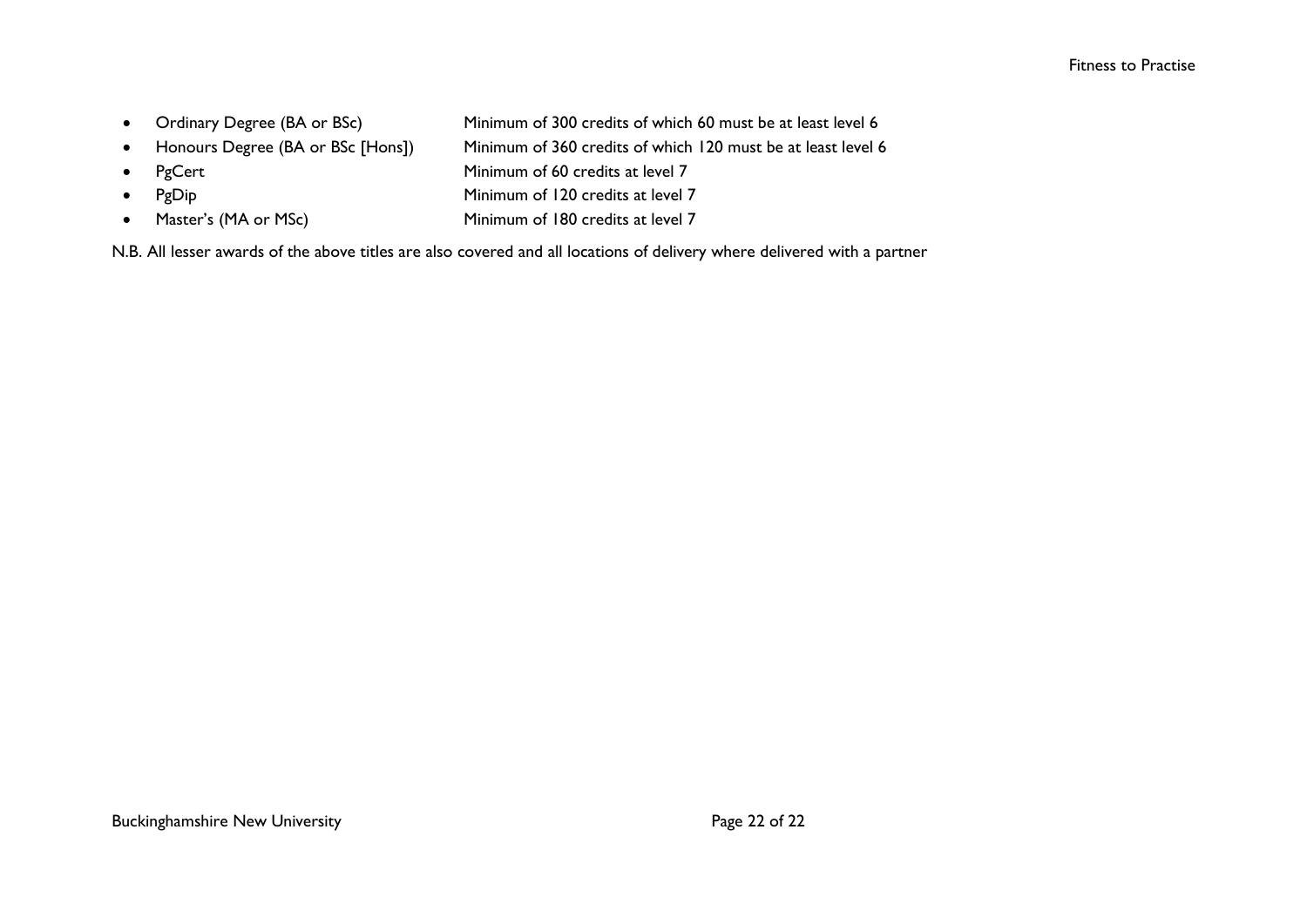- Ordinary Degree (BA or BSc) Minimum of 300 credits of which 60 must be at least level 6
- Honours Degree (BA or BSc [Hons]) Minimum of 360 credits of which 120 must be at least level 6
- PgCert Minimum of 60 credits at level 7
- PgDip Minimum of 120 credits at level 7
- Master's (MA or MSc) Minimum of 180 credits at level 7

N.B. All lesser awards of the above titles are also covered and all locations of delivery where delivered with a partner